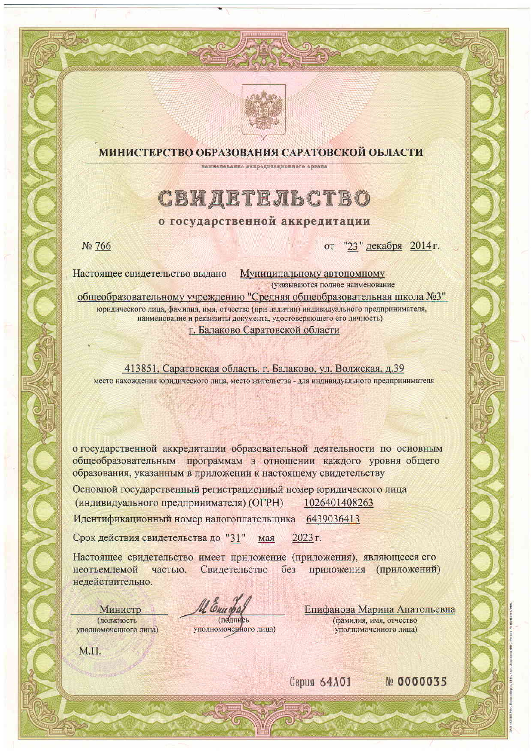# МИНИСТЕРСТВО ОБРАЗОВАНИЯ САРАТОВСКОЙ ОБЛАСТИ

наименование аккредитационного органа

# СВИДЕТЕЛЬСТВО

## о государственной аккредитации

№ 766 от "23" декабря 2014 г.

Настоящее свидетельство выдано Муниципальному автономному общеобразовательному учреждению "Средняя общеобразовательная школа №3" г. Балаково Саратовской области

(указываются полное наименование юридического лица, фамилия, имя, отчество (при наличии) индивидуального предпринимателя, наименование и реквизиты документа, удостоверяющего его личность)

413851, Саратовская область, г. Балаково, ул. Волжская, д.39

место нахождения юридического лица, место жительства - для индивидуального предпринимателя

о государственной аккредитации образовательной деятельности по основным общеобразовательным программам в отношении каждого уровня общего образования, указанным в приложении к настоящему свидетельству

Основной государственный регистрационный номер юридического лица (индивидуального предпринимателя) (ОГРН) 1026401408263

Идентификационный номер налогоплательщика 6439036413

Срок действия свидетельства до "31" мая 2023 г.

Настоящее свидетельство имеет приложение (приложения), являющееся его неотъемлемой частью. Свидетельство без приложения (приложений) недействительно.

| Министр | | Епифанова Марина Анатольевна |
|---|---|---|
| (должность уполномоченного лица) | (подпись уполномоченного лица) | (фамилия, имя, отчество уполномоченного лица) |

М.П.

Серия 64А01 № 0000035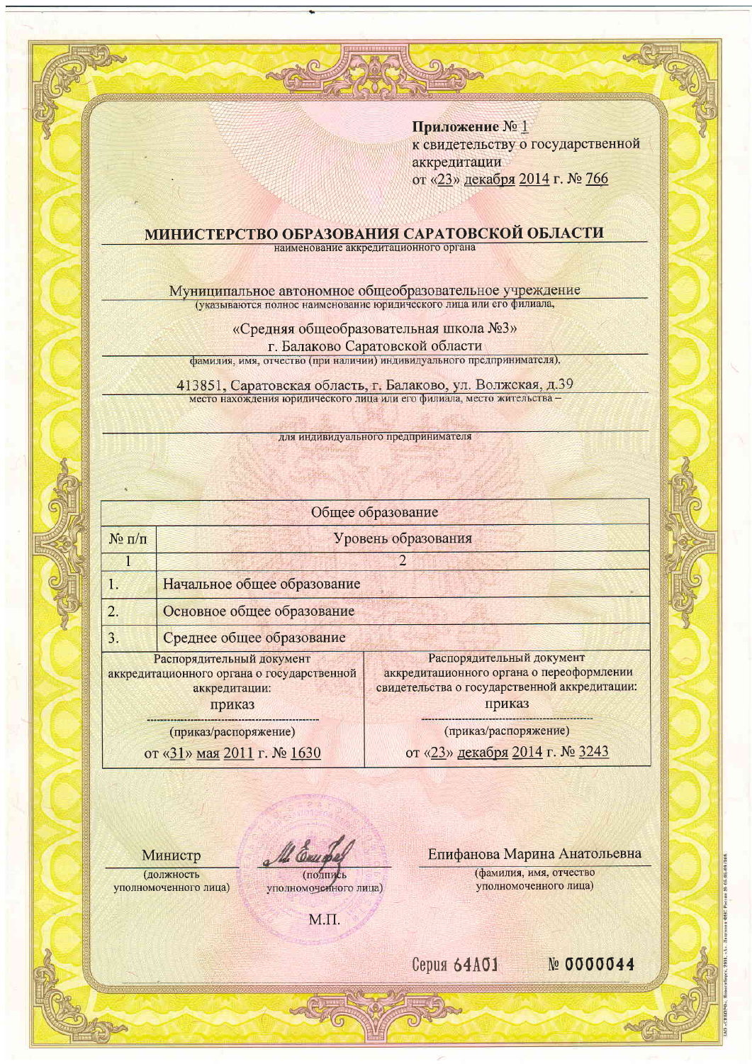**Приложение № 1**
к свидетельству о государственной аккредитации
от «23» декабря 2014 г. № 766

## МИНИСТЕРСТВО ОБРАЗОВАНИЯ САРАТОВСКОЙ ОБЛАСТИ

наименование аккредитационного органа

Муниципальное автономное общеобразовательное учреждение
(указываются полное наименование юридического лица или его филиала,

«Средняя общеобразовательная школа №3»
г. Балаково Саратовской области
фамилия, имя, отчество (при наличии) индивидуального предпринимателя),

413851, Саратовская область, г. Балаково, ул. Волжская, д.39
место нахождения юридического лица или его филиала, место жительства –

для индивидуального предпринимателя

| Общее образование | |
|---|---|
| № п/п | Уровень образования |
| 1 | 2 |
| 1. | Начальное общее образование |
| 2. | Основное общее образование |
| 3. | Среднее общее образование |

| Распорядительный документ аккредитационного органа о государственной аккредитации: | Распорядительный документ аккредитационного органа о переоформлении свидетельства о государственной аккредитации: |
|---|---|
| приказ | приказ |
| (приказ/распоряжение) | (приказ/распоряжение) |
| от «31» мая 2011 г. № 1630 | от «23» декабря 2014 г. № 3243 |

Министр
(должность уполномоченного лица)

(подпись уполномоченного лица)

Епифанова Марина Анатольевна
(фамилия, имя, отчество уполномоченного лица)

М.П.

Серия 64А01 № 0000044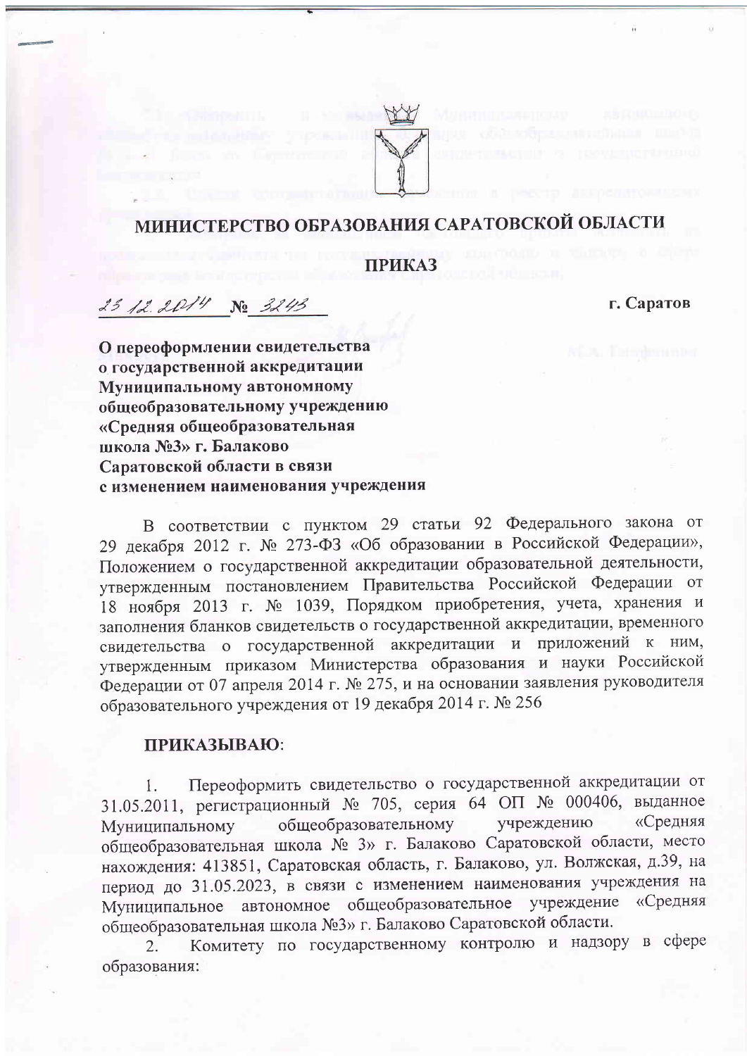# МИНИСТЕРСТВО ОБРАЗОВАНИЯ САРАТОВСКОЙ ОБЛАСТИ

## ПРИКАЗ

*23.12.2014* № *3243* г. Саратов

**О переоформлении свидетельства о государственной аккредитации Муниципальному автономному общеобразовательному учреждению «Средняя общеобразовательная школа №3» г. Балаково Саратовской области в связи с изменением наименования учреждения**

В соответствии с пунктом 29 статьи 92 Федерального закона от 29 декабря 2012 г. № 273-ФЗ «Об образовании в Российской Федерации», Положением о государственной аккредитации образовательной деятельности, утвержденным постановлением Правительства Российской Федерации от 18 ноября 2013 г. № 1039, Порядком приобретения, учета, хранения и заполнения бланков свидетельств о государственной аккредитации, временного свидетельства о государственной аккредитации и приложений к ним, утвержденным приказом Министерства образования и науки Российской Федерации от 07 апреля 2014 г. № 275, и на основании заявления руководителя образовательного учреждения от 19 декабря 2014 г. № 256

**ПРИКАЗЫВАЮ**:

1. Переоформить свидетельство о государственной аккредитации от 31.05.2011, регистрационный № 705, серия 64 ОП № 000406, выданное Муниципальному общеобразовательному учреждению «Средняя общеобразовательная школа № 3» г. Балаково Саратовской области, место нахождения: 413851, Саратовская область, г. Балаково, ул. Волжская, д.39, на период до 31.05.2023, в связи с изменением наименования учреждения на Муниципальное автономное общеобразовательное учреждение «Средняя общеобразовательная школа №3» г. Балаково Саратовской области.
2. Комитету по государственному контролю и надзору в сфере образования: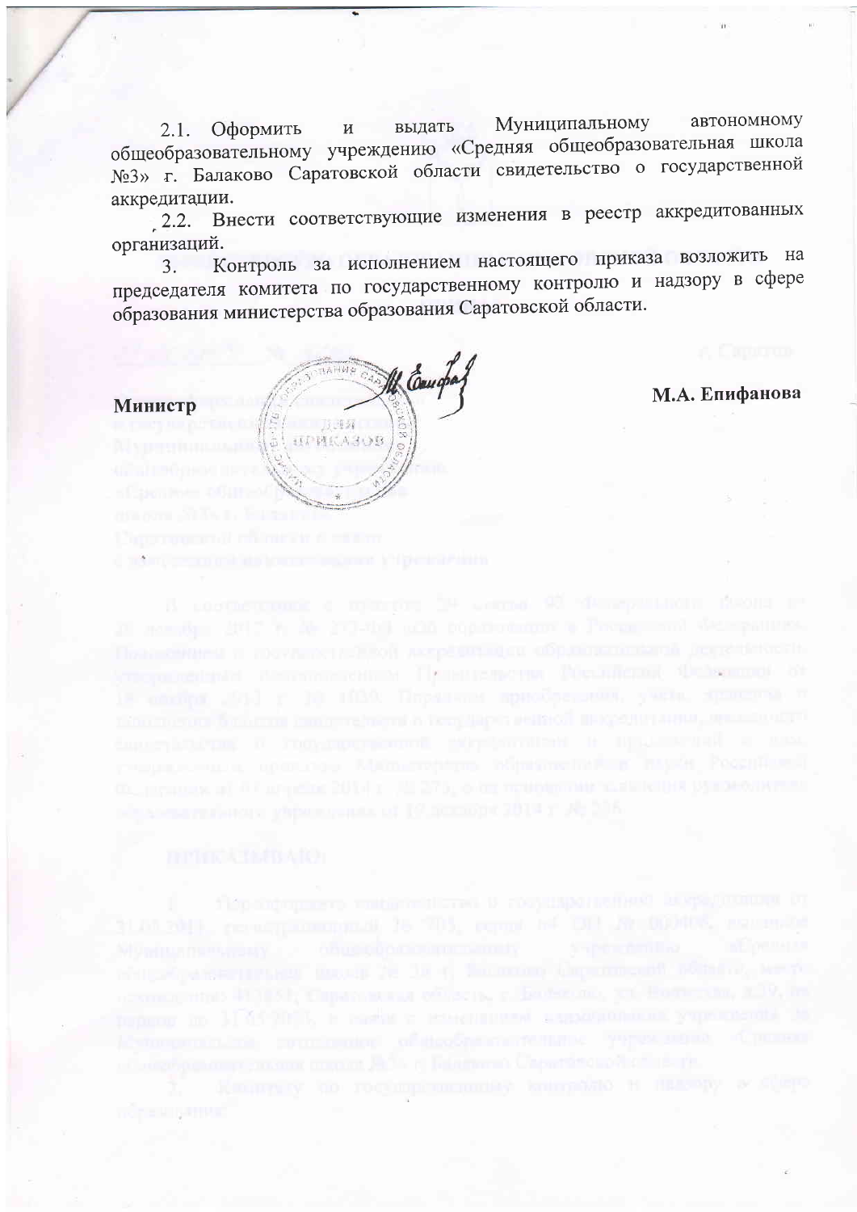2.1. Оформить и выдать Муниципальному автономному общеобразовательному учреждению «Средняя общеобразовательная школа №3» г. Балаково Саратовской области свидетельство о государственной аккредитации.

2.2. Внести соответствующие изменения в реестр аккредитованных организаций.

3. Контроль за исполнением настоящего приказа возложить на председателя комитета по государственному контролю и надзору в сфере образования министерства образования Саратовской области.

**Министр** **М.А. Епифанова**